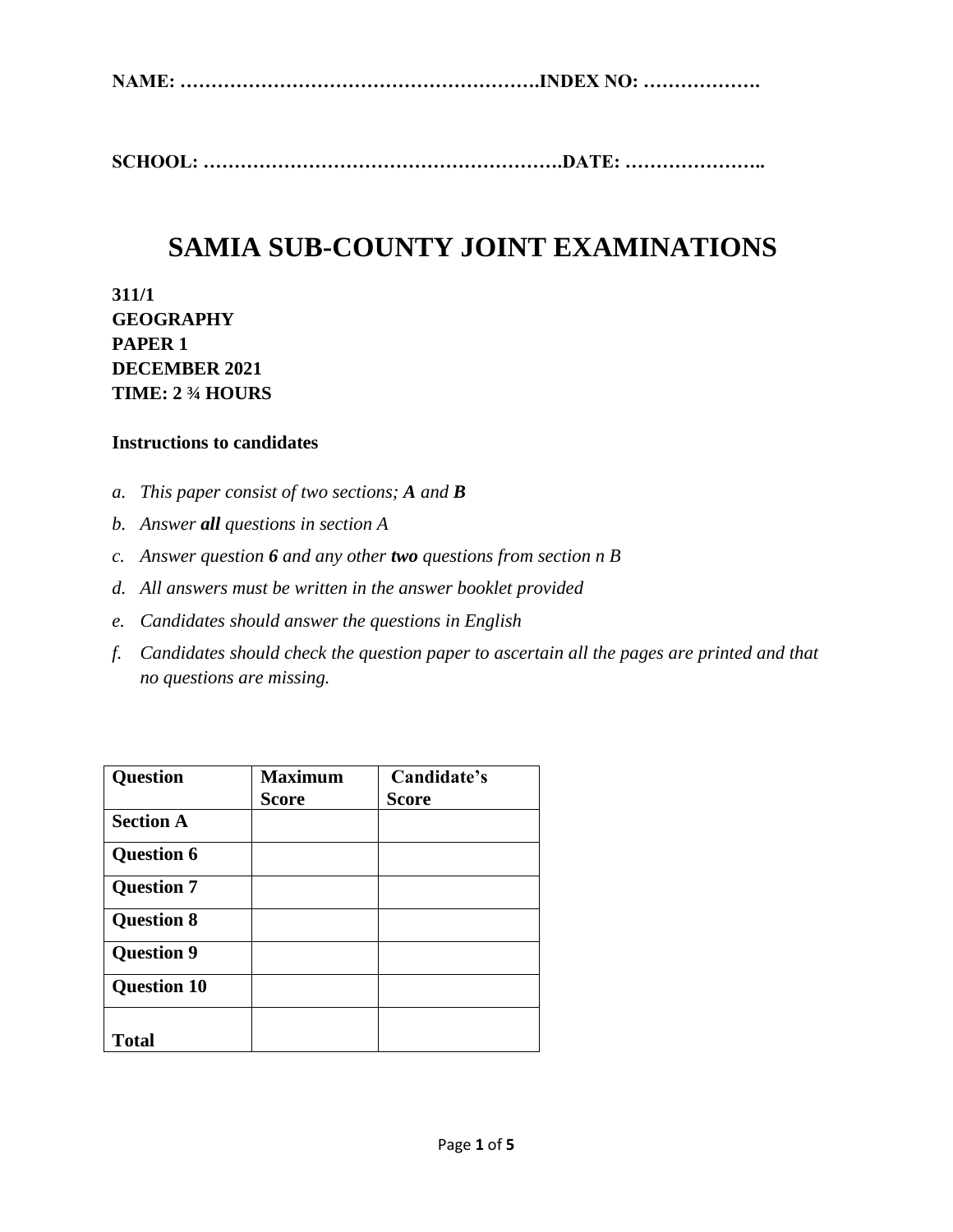**NAME: ……………………………………………….INDEX NO: ……………….**

**SCHOOL: ……………………………………………….DATE: …………………..**

# SAMIA SUB-COUNTY JOINT EXAMINATIONS

**311/1**
**GEOGRAPHY**
**PAPER 1**
**DECEMBER 2021**
**TIME: 2 ¾ HOURS**

**Instructions to candidates**

- *a. This paper consist of two sections;* ***A*** *and* ***B***
- *b. Answer* ***all*** *questions in section A*
- *c. Answer question* ***6*** *and any other* ***two*** *questions from section n B*
- *d. All answers must be written in the answer booklet provided*
- *e. Candidates should answer the questions in English*
- *f. Candidates should check the question paper to ascertain all the pages are printed and that no questions are missing.*

| Question | Maximum Score | Candidate's Score |
|---|---|---|
| **Section A** | | |
| **Question 6** | | |
| **Question 7** | | |
| **Question 8** | | |
| **Question 9** | | |
| **Question 10** | | |
| **Total** | | |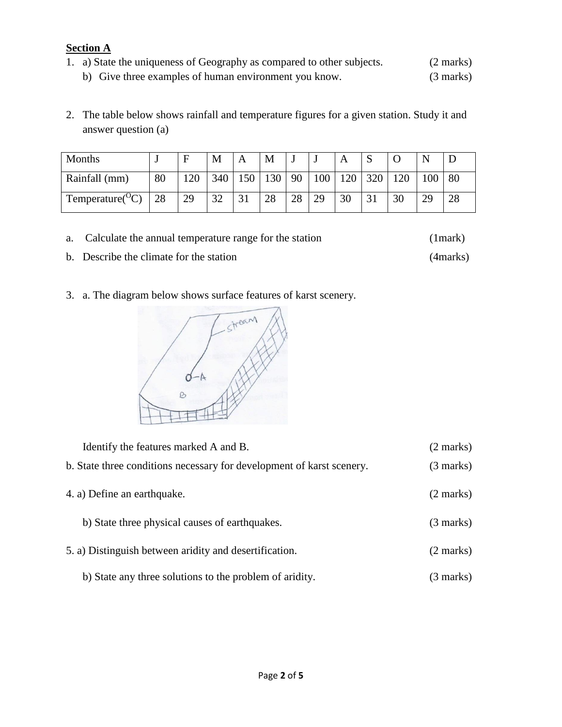**Section A**

1. a) State the uniqueness of Geography as compared to other subjects. (2 marks)

   b) Give three examples of human environment you know. (3 marks)

2. The table below shows rainfall and temperature figures for a given station. Study it and answer question (a)

| Months | J | F | M | A | M | J | J | A | S | O | N | D |
|---|---|---|---|---|---|---|---|---|---|---|---|---|
| Rainfall (mm) | 80 | 120 | 340 | 150 | 130 | 90 | 100 | 120 | 320 | 120 | 100 | 80 |
| Temperature($^{O}$C) | 28 | 29 | 32 | 31 | 28 | 28 | 29 | 30 | 31 | 30 | 29 | 28 |

a. Calculate the annual temperature range for the station (1mark)

b. Describe the climate for the station (4marks)

3. a. The diagram below shows surface features of karst scenery.

   Identify the features marked A and B. (2 marks)

b. State three conditions necessary for development of karst scenery. (3 marks)

4. a) Define an earthquake. (2 marks)

   b) State three physical causes of earthquakes. (3 marks)

5. a) Distinguish between aridity and desertification. (2 marks)

   b) State any three solutions to the problem of aridity. (3 marks)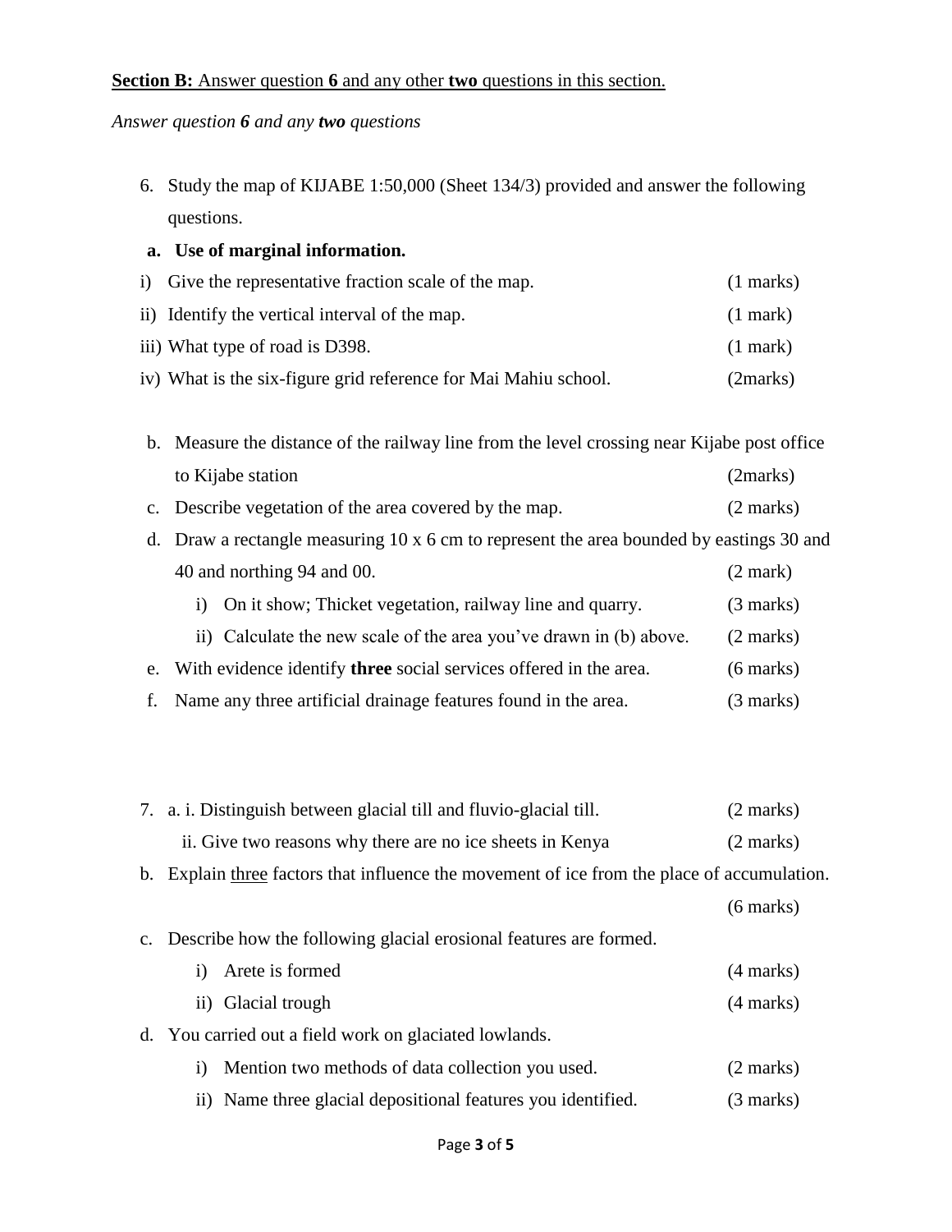**<u>Section B:</u>** <u>Answer question **6** and any other **two** questions in this section.</u>

*Answer question **6** and any **two** questions*

6. Study the map of KIJABE 1:50,000 (Sheet 134/3) provided and answer the following questions.

   **a. Use of marginal information.**

   i) Give the representative fraction scale of the map. (1 marks)

   ii) Identify the vertical interval of the map. (1 mark)

   iii) What type of road is D398. (1 mark)

   iv) What is the six-figure grid reference for Mai Mahiu school. (2marks)

   b. Measure the distance of the railway line from the level crossing near Kijabe post office to Kijabe station (2marks)

   c. Describe vegetation of the area covered by the map. (2 marks)

   d. Draw a rectangle measuring 10 x 6 cm to represent the area bounded by eastings 30 and 40 and northing 94 and 00. (2 mark)

      i) On it show; Thicket vegetation, railway line and quarry. (3 marks)

      ii) Calculate the new scale of the area you've drawn in (b) above. (2 marks)

   e. With evidence identify **three** social services offered in the area. (6 marks)

   f. Name any three artificial drainage features found in the area. (3 marks)

7. a. i. Distinguish between glacial till and fluvio-glacial till. (2 marks)

   ii. Give two reasons why there are no ice sheets in Kenya (2 marks)

   b. Explain <u>three</u> factors that influence the movement of ice from the place of accumulation. (6 marks)

   c. Describe how the following glacial erosional features are formed.

      i) Arete is formed (4 marks)

      ii) Glacial trough (4 marks)

   d. You carried out a field work on glaciated lowlands.

      i) Mention two methods of data collection you used. (2 marks)

      ii) Name three glacial depositional features you identified. (3 marks)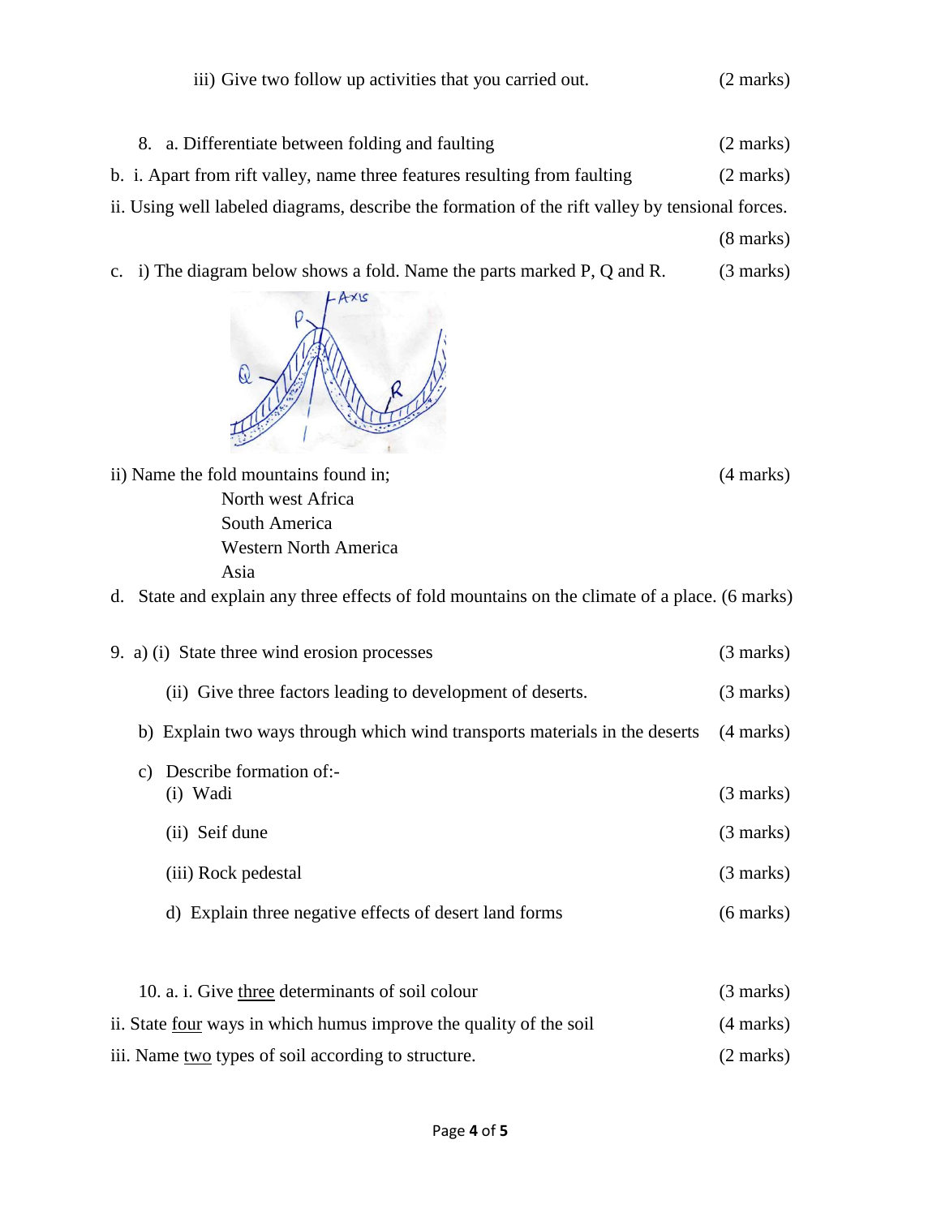iii) Give two follow up activities that you carried out. (2 marks)

8. a. Differentiate between folding and faulting (2 marks)

b. i. Apart from rift valley, name three features resulting from faulting (2 marks)

ii. Using well labeled diagrams, describe the formation of the rift valley by tensional forces. (8 marks)

c. i) The diagram below shows a fold. Name the parts marked P, Q and R. (3 marks)

ii) Name the fold mountains found in; (4 marks)

- North west Africa
- South America
- Western North America
- Asia

d. State and explain any three effects of fold mountains on the climate of a place. (6 marks)

9. a) (i) State three wind erosion processes (3 marks)

(ii) Give three factors leading to development of deserts. (3 marks)

b) Explain two ways through which wind transports materials in the deserts (4 marks)

c) Describe formation of:-

(i) Wadi (3 marks)

(ii) Seif dune (3 marks)

(iii) Rock pedestal (3 marks)

d) Explain three negative effects of desert land forms (6 marks)

10. a. i. Give three determinants of soil colour (3 marks)

ii. State four ways in which humus improve the quality of the soil (4 marks)

iii. Name two types of soil according to structure. (2 marks)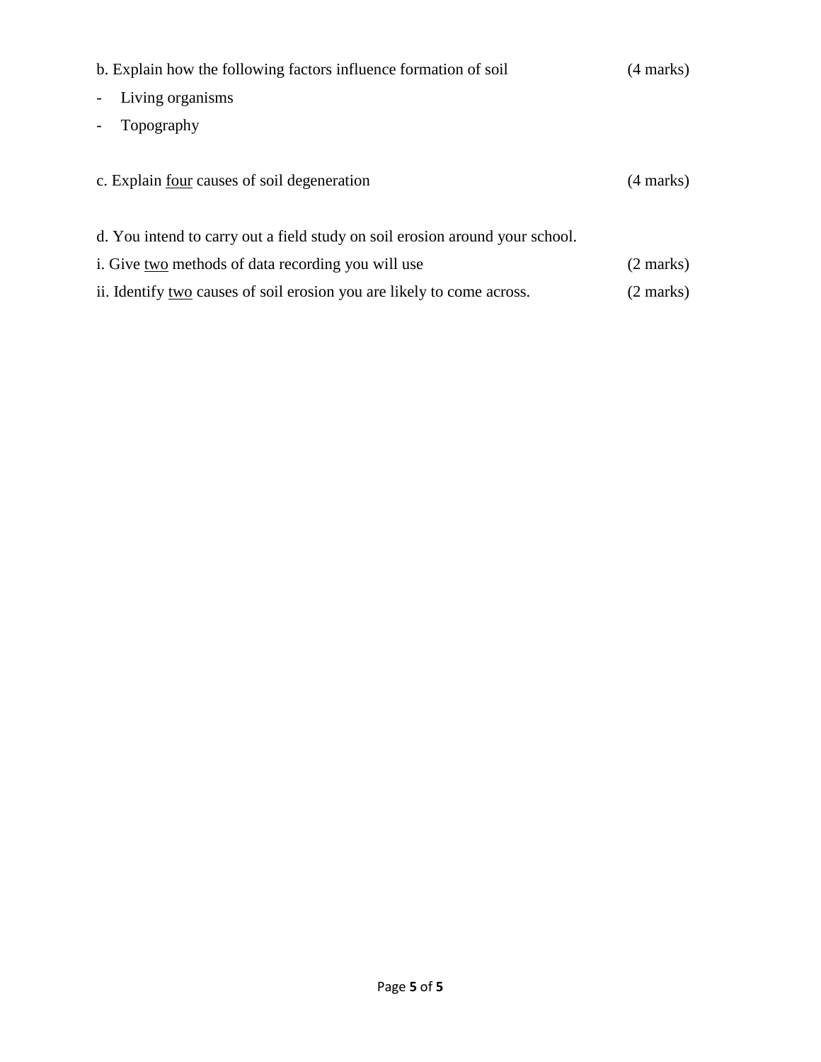b. Explain how the following factors influence formation of soil (4 marks)

- Living organisms
- Topography

c. Explain <u>four</u> causes of soil degeneration (4 marks)

d. You intend to carry out a field study on soil erosion around your school.

i. Give <u>two</u> methods of data recording you will use (2 marks)

ii. Identify <u>two</u> causes of soil erosion you are likely to come across. (2 marks)